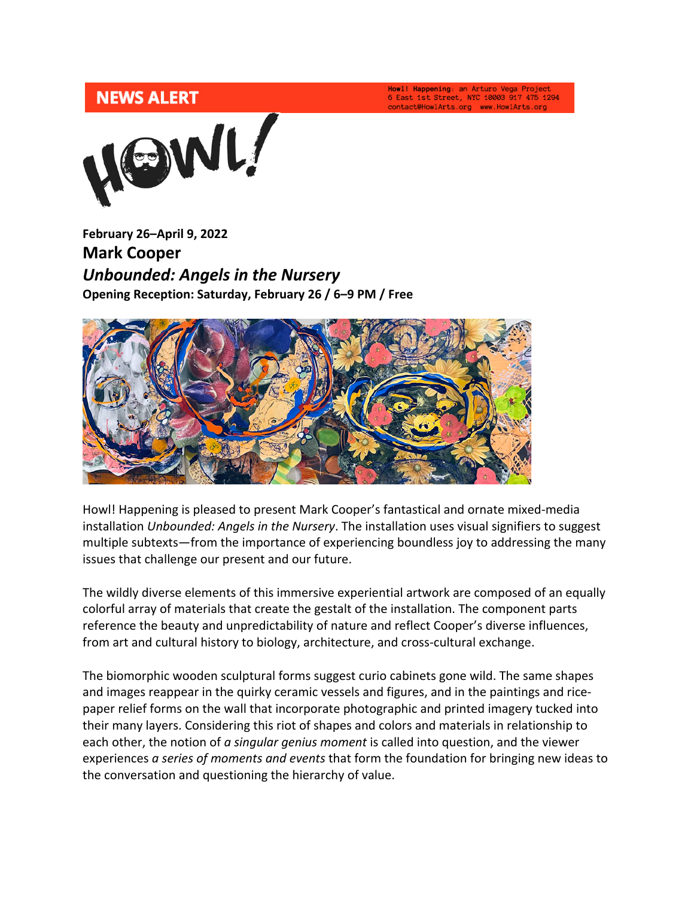**NEWS ALERT**

Howl! Happening: an Arturo Vega Project
6 East 1st Street, NYC 10003 917 475 1294
contact@HowlArts.org www.HowlArts.org

**February 26–April 9, 2022**

## Mark Cooper

## *Unbounded: Angels in the Nursery*

**Opening Reception: Saturday, February 26 / 6–9 PM / Free**

Howl! Happening is pleased to present Mark Cooper's fantastical and ornate mixed-media installation *Unbounded: Angels in the Nursery*. The installation uses visual signifiers to suggest multiple subtexts—from the importance of experiencing boundless joy to addressing the many issues that challenge our present and our future.

The wildly diverse elements of this immersive experiential artwork are composed of an equally colorful array of materials that create the gestalt of the installation. The component parts reference the beauty and unpredictability of nature and reflect Cooper's diverse influences, from art and cultural history to biology, architecture, and cross-cultural exchange.

The biomorphic wooden sculptural forms suggest curio cabinets gone wild. The same shapes and images reappear in the quirky ceramic vessels and figures, and in the paintings and rice-paper relief forms on the wall that incorporate photographic and printed imagery tucked into their many layers. Considering this riot of shapes and colors and materials in relationship to each other, the notion of *a singular genius moment* is called into question, and the viewer experiences *a series of moments and events* that form the foundation for bringing new ideas to the conversation and questioning the hierarchy of value.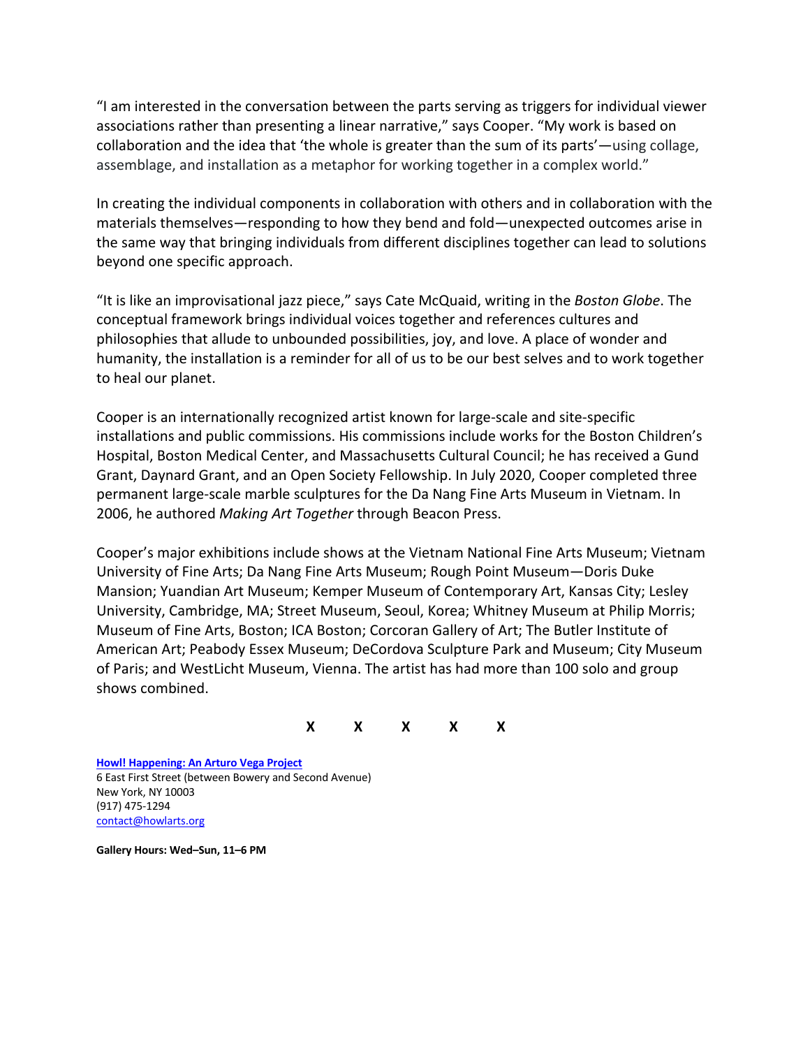"I am interested in the conversation between the parts serving as triggers for individual viewer associations rather than presenting a linear narrative," says Cooper. "My work is based on collaboration and the idea that 'the whole is greater than the sum of its parts'—using collage, assemblage, and installation as a metaphor for working together in a complex world."

In creating the individual components in collaboration with others and in collaboration with the materials themselves—responding to how they bend and fold—unexpected outcomes arise in the same way that bringing individuals from different disciplines together can lead to solutions beyond one specific approach.

"It is like an improvisational jazz piece," says Cate McQuaid, writing in the *Boston Globe*. The conceptual framework brings individual voices together and references cultures and philosophies that allude to unbounded possibilities, joy, and love. A place of wonder and humanity, the installation is a reminder for all of us to be our best selves and to work together to heal our planet.

Cooper is an internationally recognized artist known for large-scale and site-specific installations and public commissions. His commissions include works for the Boston Children's Hospital, Boston Medical Center, and Massachusetts Cultural Council; he has received a Gund Grant, Daynard Grant, and an Open Society Fellowship. In July 2020, Cooper completed three permanent large-scale marble sculptures for the Da Nang Fine Arts Museum in Vietnam. In 2006, he authored *Making Art Together* through Beacon Press.

Cooper's major exhibitions include shows at the Vietnam National Fine Arts Museum; Vietnam University of Fine Arts; Da Nang Fine Arts Museum; Rough Point Museum—Doris Duke Mansion; Yuandian Art Museum; Kemper Museum of Contemporary Art, Kansas City; Lesley University, Cambridge, MA; Street Museum, Seoul, Korea; Whitney Museum at Philip Morris; Museum of Fine Arts, Boston; ICA Boston; Corcoran Gallery of Art; The Butler Institute of American Art; Peabody Essex Museum; DeCordova Sculpture Park and Museum; City Museum of Paris; and WestLicht Museum, Vienna. The artist has had more than 100 solo and group shows combined.

**X X X X X**

**Howl! Happening: An Arturo Vega Project**
6 East First Street (between Bowery and Second Avenue)
New York, NY 10003
(917) 475-1294
contact@howlarts.org

**Gallery Hours: Wed–Sun, 11–6 PM**